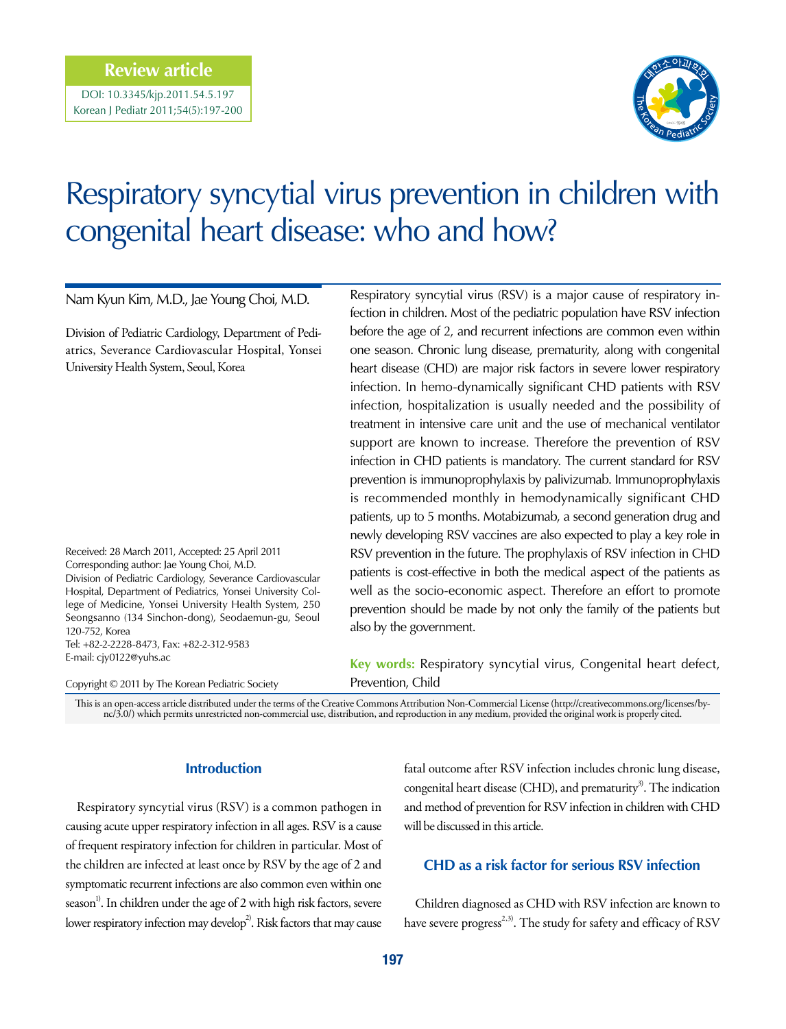Review article

DOI: 10.3345/kjp.2011.54.5.197
Korean J Pediatr 2011;54(5):197-200

# Respiratory syncytial virus prevention in children with congenital heart disease: who and how?

Nam Kyun Kim, M.D., Jae Young Choi, M.D.

Division of Pediatric Cardiology, Department of Pediatrics, Severance Cardiovascular Hospital, Yonsei University Health System, Seoul, Korea

Received: 28 March 2011, Accepted: 25 April 2011
Corresponding author: Jae Young Choi, M.D.
Division of Pediatric Cardiology, Severance Cardiovascular Hospital, Department of Pediatrics, Yonsei University College of Medicine, Yonsei University Health System, 250 Seongsanno (134 Sinchon-dong), Seodaemun-gu, Seoul 120-752, Korea
Tel: +82-2-2228-8473, Fax: +82-2-312-9583
E-mail: cjy0122@yuhs.ac

Copyright © 2011 by The Korean Pediatric Society

Respiratory syncytial virus (RSV) is a major cause of respiratory infection in children. Most of the pediatric population have RSV infection before the age of 2, and recurrent infections are common even within one season. Chronic lung disease, prematurity, along with congenital heart disease (CHD) are major risk factors in severe lower respiratory infection. In hemo-dynamically significant CHD patients with RSV infection, hospitalization is usually needed and the possibility of treatment in intensive care unit and the use of mechanical ventilator support are known to increase. Therefore the prevention of RSV infection in CHD patients is mandatory. The current standard for RSV prevention is immunoprophylaxis by palivizumab. Immunoprophylaxis is recommended monthly in hemodynamically significant CHD patients, up to 5 months. Motabizumab, a second generation drug and newly developing RSV vaccines are also expected to play a key role in RSV prevention in the future. The prophylaxis of RSV infection in CHD patients is cost-effective in both the medical aspect of the patients as well as the socio-economic aspect. Therefore an effort to promote prevention should be made by not only the family of the patients but also by the government.

**Key words:** Respiratory syncytial virus, Congenital heart defect, Prevention, Child

This is an open-access article distributed under the terms of the Creative Commons Attribution Non-Commercial License (http://creativecommons.org/licenses/by-nc/3.0/) which permits unrestricted non-commercial use, distribution, and reproduction in any medium, provided the original work is properly cited.

## Introduction

Respiratory syncytial virus (RSV) is a common pathogen in causing acute upper respiratory infection in all ages. RSV is a cause of frequent respiratory infection for children in particular. Most of the children are infected at least once by RSV by the age of 2 and symptomatic recurrent infections are also common even within one season[1]. In children under the age of 2 with high risk factors, severe lower respiratory infection may develop[2]. Risk factors that may cause fatal outcome after RSV infection includes chronic lung disease, congenital heart disease (CHD), and prematurity[3]. The indication and method of prevention for RSV infection in children with CHD will be discussed in this article.

## CHD as a risk factor for serious RSV infection

Children diagnosed as CHD with RSV infection are known to have severe progress[2,3]. The study for safety and efficacy of RSV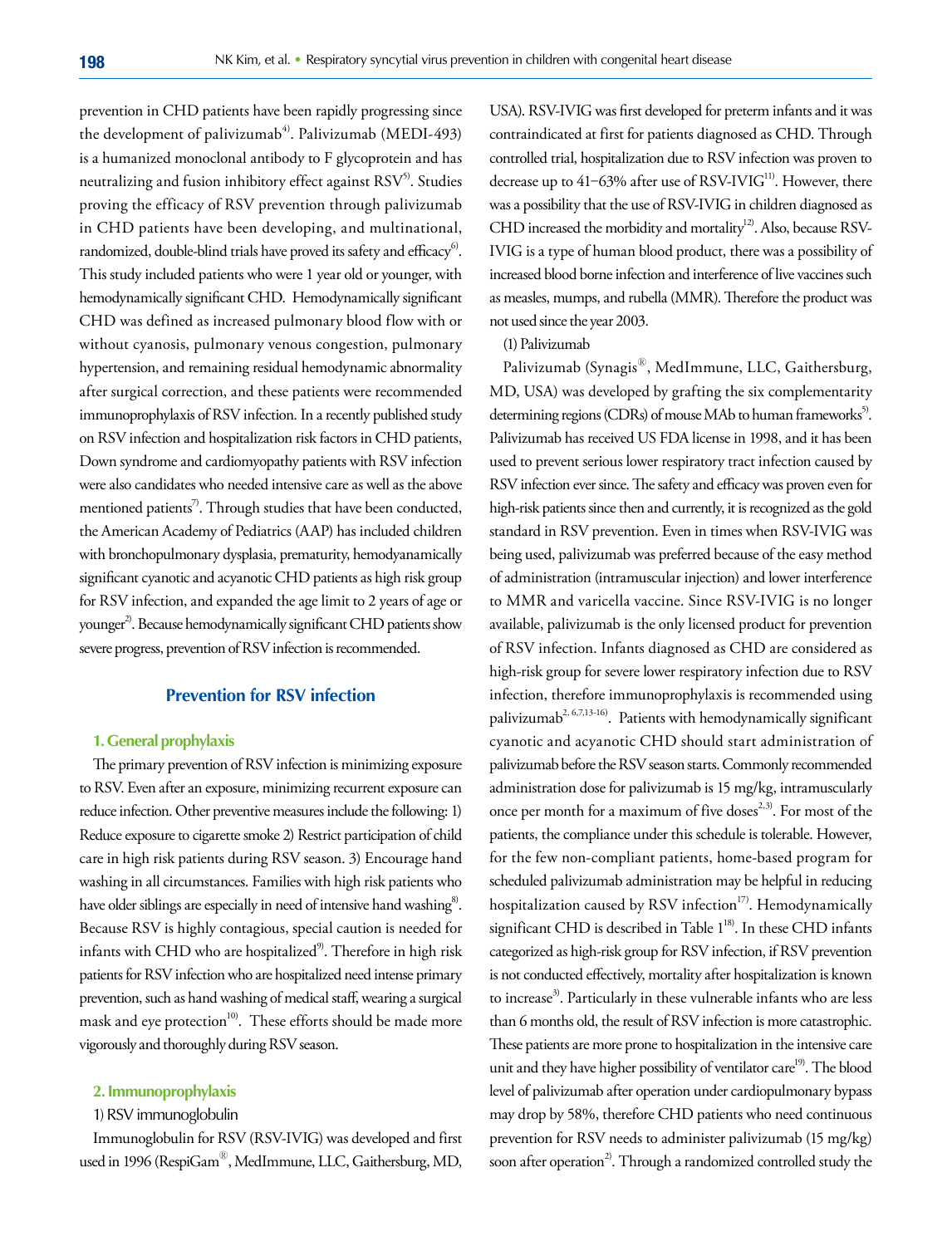prevention in CHD patients have been rapidly progressing since the development of palivizumab[4]. Palivizumab (MEDI-493) is a humanized monoclonal antibody to F glycoprotein and has neutralizing and fusion inhibitory effect against RSV[5]. Studies proving the efficacy of RSV prevention through palivizumab in CHD patients have been developing, and multinational, randomized, double-blind trials have proved its safety and efficacy[6]. This study included patients who were 1 year old or younger, with hemodynamically significant CHD. Hemodynamically significant CHD was defined as increased pulmonary blood flow with or without cyanosis, pulmonary venous congestion, pulmonary hypertension, and remaining residual hemodynamic abnormality after surgical correction, and these patients were recommended immunoprophylaxis of RSV infection. In a recently published study on RSV infection and hospitalization risk factors in CHD patients, Down syndrome and cardiomyopathy patients with RSV infection were also candidates who needed intensive care as well as the above mentioned patients[7]. Through studies that have been conducted, the American Academy of Pediatrics (AAP) has included children with bronchopulmonary dysplasia, prematurity, hemodyanamically significant cyanotic and acyanotic CHD patients as high risk group for RSV infection, and expanded the age limit to 2 years of age or younger[2]. Because hemodynamically significant CHD patients show severe progress, prevention of RSV infection is recommended.

## Prevention for RSV infection

### 1. General prophylaxis

The primary prevention of RSV infection is minimizing exposure to RSV. Even after an exposure, minimizing recurrent exposure can reduce infection. Other preventive measures include the following: 1) Reduce exposure to cigarette smoke 2) Restrict participation of child care in high risk patients during RSV season. 3) Encourage hand washing in all circumstances. Families with high risk patients who have older siblings are especially in need of intensive hand washing[8]. Because RSV is highly contagious, special caution is needed for infants with CHD who are hospitalized[9]. Therefore in high risk patients for RSV infection who are hospitalized need intense primary prevention, such as hand washing of medical staff, wearing a surgical mask and eye protection[10]. These efforts should be made more vigorously and thoroughly during RSV season.

### 2. Immunoprophylaxis

1) RSV immunoglobulin

Immunoglobulin for RSV (RSV-IVIG) was developed and first used in 1996 (RespiGam®, MedImmune, LLC, Gaithersburg, MD, USA). RSV-IVIG was first developed for preterm infants and it was contraindicated at first for patients diagnosed as CHD. Through controlled trial, hospitalization due to RSV infection was proven to decrease up to 41–63% after use of RSV-IVIG[11]. However, there was a possibility that the use of RSV-IVIG in children diagnosed as CHD increased the morbidity and mortality[12]. Also, because RSV-IVIG is a type of human blood product, there was a possibility of increased blood borne infection and interference of live vaccines such as measles, mumps, and rubella (MMR). Therefore the product was not used since the year 2003.

(1) Palivizumab

Palivizumab (Synagis®, MedImmune, LLC, Gaithersburg, MD, USA) was developed by grafting the six complementarity determining regions (CDRs) of mouse MAb to human frameworks[5]. Palivizumab has received US FDA license in 1998, and it has been used to prevent serious lower respiratory tract infection caused by RSV infection ever since. The safety and efficacy was proven even for high-risk patients since then and currently, it is recognized as the gold standard in RSV prevention. Even in times when RSV-IVIG was being used, palivizumab was preferred because of the easy method of administration (intramuscular injection) and lower interference to MMR and varicella vaccine. Since RSV-IVIG is no longer available, palivizumab is the only licensed product for prevention of RSV infection. Infants diagnosed as CHD are considered as high-risk group for severe lower respiratory infection due to RSV infection, therefore immunoprophylaxis is recommended using palivizumab[2,6,7,13-16]. Patients with hemodynamically significant cyanotic and acyanotic CHD should start administration of palivizumab before the RSV season starts. Commonly recommended administration dose for palivizumab is 15 mg/kg, intramuscularly once per month for a maximum of five doses[2,3]. For most of the patients, the compliance under this schedule is tolerable. However, for the few non-compliant patients, home-based program for scheduled palivizumab administration may be helpful in reducing hospitalization caused by RSV infection[17]. Hemodynamically significant CHD is described in Table 1[18]. In these CHD infants categorized as high-risk group for RSV infection, if RSV prevention is not conducted effectively, mortality after hospitalization is known to increase[3]. Particularly in these vulnerable infants who are less than 6 months old, the result of RSV infection is more catastrophic. These patients are more prone to hospitalization in the intensive care unit and they have higher possibility of ventilator care[19]. The blood level of palivizumab after operation under cardiopulmonary bypass may drop by 58%, therefore CHD patients who need continuous prevention for RSV needs to administer palivizumab (15 mg/kg) soon after operation[2]. Through a randomized controlled study the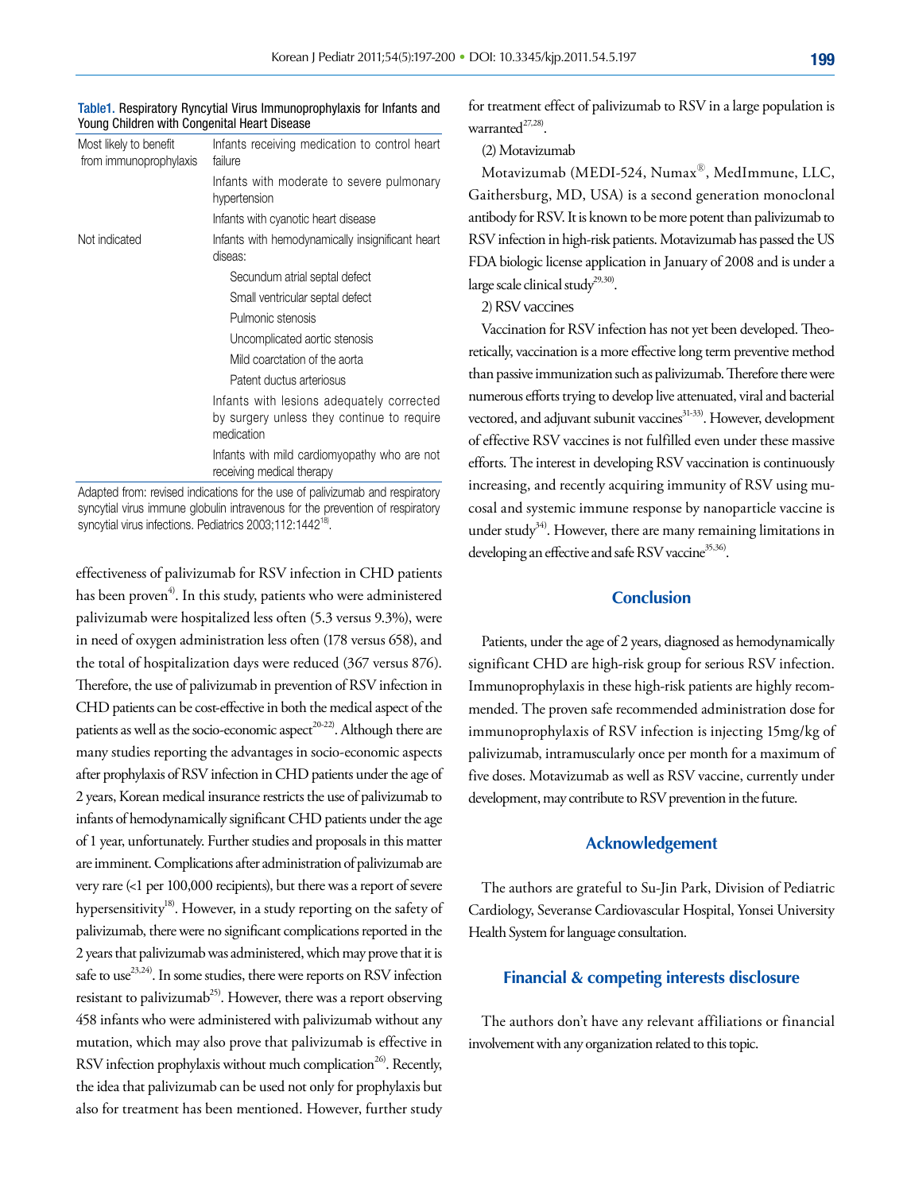Table1. Respiratory Ryncytial Virus Immunoprophylaxis for Infants and Young Children with Congenital Heart Disease

| | |
|---|---|
| Most likely to benefit from immunoprophylaxis | Infants receiving medication to control heart failure |
| | Infants with moderate to severe pulmonary hypertension |
| | Infants with cyanotic heart disease |
| Not indicated | Infants with hemodynamically insignificant heart diseas: |
| | Secundum atrial septal defect |
| | Small ventricular septal defect |
| | Pulmonic stenosis |
| | Uncomplicated aortic stenosis |
| | Mild coarctation of the aorta |
| | Patent ductus arteriosus |
| | Infants with lesions adequately corrected by surgery unless they continue to require medication |
| | Infants with mild cardiomyopathy who are not receiving medical therapy |

Adapted from: revised indications for the use of palivizumab and respiratory syncytial virus immune globulin intravenous for the prevention of respiratory syncytial virus infections. Pediatrics 2003;112:1442[18].

effectiveness of palivizumab for RSV infection in CHD patients has been proven[4]. In this study, patients who were administered palivizumab were hospitalized less often (5.3 versus 9.3%), were in need of oxygen administration less often (178 versus 658), and the total of hospitalization days were reduced (367 versus 876). Therefore, the use of palivizumab in prevention of RSV infection in CHD patients can be cost-effective in both the medical aspect of the patients as well as the socio-economic aspect[20-22]. Although there are many studies reporting the advantages in socio-economic aspects after prophylaxis of RSV infection in CHD patients under the age of 2 years, Korean medical insurance restricts the use of palivizumab to infants of hemodynamically significant CHD patients under the age of 1 year, unfortunately. Further studies and proposals in this matter are imminent. Complications after administration of palivizumab are very rare (<1 per 100,000 recipients), but there was a report of severe hypersensitivity[18]. However, in a study reporting on the safety of palivizumab, there were no significant complications reported in the 2 years that palivizumab was administered, which may prove that it is safe to use[23,24]. In some studies, there were reports on RSV infection resistant to palivizumab[25]. However, there was a report observing 458 infants who were administered with palivizumab without any mutation, which may also prove that palivizumab is effective in RSV infection prophylaxis without much complication[26]. Recently, the idea that palivizumab can be used not only for prophylaxis but also for treatment has been mentioned. However, further study for treatment effect of palivizumab to RSV in a large population is warranted[27,28].

(2) Motavizumab

Motavizumab (MEDI-524, Numax®, MedImmune, LLC, Gaithersburg, MD, USA) is a second generation monoclonal antibody for RSV. It is known to be more potent than palivizumab to RSV infection in high-risk patients. Motavizumab has passed the US FDA biologic license application in January of 2008 and is under a large scale clinical study[29,30].

2) RSV vaccines

Vaccination for RSV infection has not yet been developed. Theoretically, vaccination is a more effective long term preventive method than passive immunization such as palivizumab. Therefore there were numerous efforts trying to develop live attenuated, viral and bacterial vectored, and adjuvant subunit vaccines[31-33]. However, development of effective RSV vaccines is not fulfilled even under these massive efforts. The interest in developing RSV vaccination is continuously increasing, and recently acquiring immunity of RSV using mucosal and systemic immune response by nanoparticle vaccine is under study[34]. However, there are many remaining limitations in developing an effective and safe RSV vaccine[35,36].

## Conclusion

Patients, under the age of 2 years, diagnosed as hemodynamically significant CHD are high-risk group for serious RSV infection. Immunoprophylaxis in these high-risk patients are highly recommended. The proven safe recommended administration dose for immunoprophylaxis of RSV infection is injecting 15mg/kg of palivizumab, intramuscularly once per month for a maximum of five doses. Motavizumab as well as RSV vaccine, currently under development, may contribute to RSV prevention in the future.

## Acknowledgement

The authors are grateful to Su-Jin Park, Division of Pediatric Cardiology, Severanse Cardiovascular Hospital, Yonsei University Health System for language consultation.

## Financial & competing interests disclosure

The authors don't have any relevant affiliations or financial involvement with any organization related to this topic.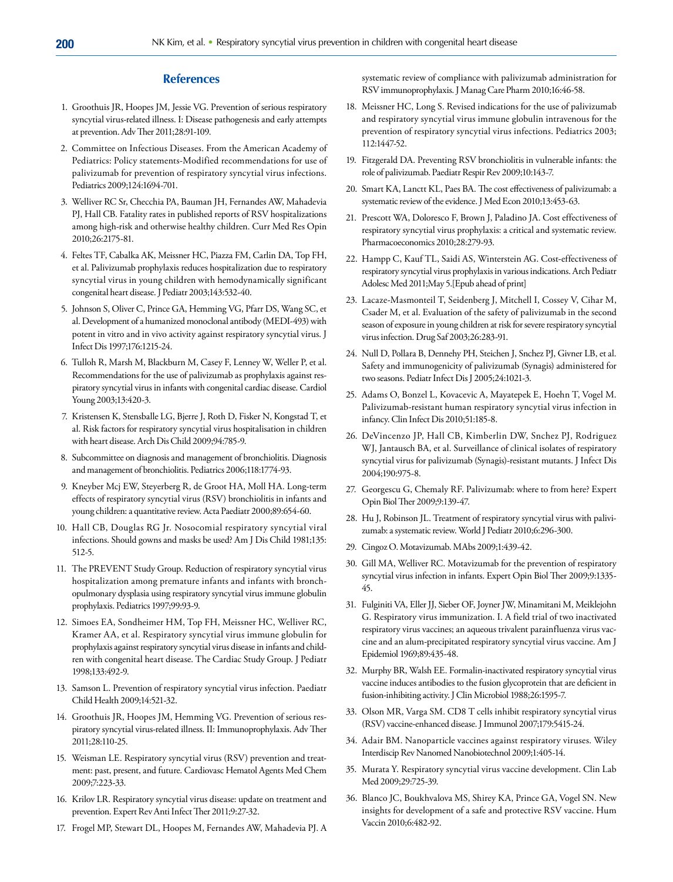## References

1. Groothuis JR, Hoopes JM, Jessie VG. Prevention of serious respiratory syncytial virus-related illness. I: Disease pathogenesis and early attempts at prevention. Adv Ther 2011;28:91-109.
2. Committee on Infectious Diseases. From the American Academy of Pediatrics: Policy statements-Modified recommendations for use of palivizumab for prevention of respiratory syncytial virus infections. Pediatrics 2009;124:1694-701.
3. Welliver RC Sr, Checchia PA, Bauman JH, Fernandes AW, Mahadevia PJ, Hall CB. Fatality rates in published reports of RSV hospitalizations among high-risk and otherwise healthy children. Curr Med Res Opin 2010;26:2175-81.
4. Feltes TF, Cabalka AK, Meissner HC, Piazza FM, Carlin DA, Top FH, et al. Palivizumab prophylaxis reduces hospitalization due to respiratory syncytial virus in young children with hemodynamically significant congenital heart disease. J Pediatr 2003;143:532-40.
5. Johnson S, Oliver C, Prince GA, Hemming VG, Pfarr DS, Wang SC, et al. Development of a humanized monoclonal antibody (MEDI-493) with potent in vitro and in vivo activity against respiratory syncytial virus. J Infect Dis 1997;176:1215-24.
6. Tulloh R, Marsh M, Blackburn M, Casey F, Lenney W, Weller P, et al. Recommendations for the use of palivizumab as prophylaxis against respiratory syncytial virus in infants with congenital cardiac disease. Cardiol Young 2003;13:420-3.
7. Kristensen K, Stensballe LG, Bjerre J, Roth D, Fisker N, Kongstad T, et al. Risk factors for respiratory syncytial virus hospitalisation in children with heart disease. Arch Dis Child 2009;94:785-9.
8. Subcommittee on diagnosis and management of bronchiolitis. Diagnosis and management of bronchiolitis. Pediatrics 2006;118:1774-93.
9. Kneyber Mcj EW, Steyerberg R, de Groot HA, Moll HA. Long-term effects of respiratory syncytial virus (RSV) bronchiolitis in infants and young children: a quantitative review. Acta Paediatr 2000;89:654-60.
10. Hall CB, Douglas RG Jr. Nosocomial respiratory syncytial viral infections. Should gowns and masks be used? Am J Dis Child 1981;135:512-5.
11. The PREVENT Study Group. Reduction of respiratory syncytial virus hospitalization among premature infants and infants with bronchopulmonary dysplasia using respiratory syncytial virus immune globulin prophylaxis. Pediatrics 1997;99:93-9.
12. Simoes EA, Sondheimer HM, Top FH, Meissner HC, Welliver RC, Kramer AA, et al. Respiratory syncytial virus immune globulin for prophylaxis against respiratory syncytial virus disease in infants and children with congenital heart disease. The Cardiac Study Group. J Pediatr 1998;133:492-9.
13. Samson L. Prevention of respiratory syncytial virus infection. Paediatr Child Health 2009;14:521-32.
14. Groothuis JR, Hoopes JM, Hemming VG. Prevention of serious respiratory syncytial virus-related illness. II: Immunoprophylaxis. Adv Ther 2011;28:110-25.
15. Weisman LE. Respiratory syncytial virus (RSV) prevention and treatment: past, present, and future. Cardiovasc Hematol Agents Med Chem 2009;7:223-33.
16. Krilov LR. Respiratory syncytial virus disease: update on treatment and prevention. Expert Rev Anti Infect Ther 2011;9:27-32.
17. Frogel MP, Stewart DL, Hoopes M, Fernandes AW, Mahadevia PJ. A systematic review of compliance with palivizumab administration for RSV immunoprophylaxis. J Manag Care Pharm 2010;16:46-58.
18. Meissner HC, Long S. Revised indications for the use of palivizumab and respiratory syncytial virus immune globulin intravenous for the prevention of respiratory syncytial virus infections. Pediatrics 2003;112:1447-52.
19. Fitzgerald DA. Preventing RSV bronchiolitis in vulnerable infants: the role of palivizumab. Paediatr Respir Rev 2009;10:143-7.
20. Smart KA, Lanctt KL, Paes BA. The cost effectiveness of palivizumab: a systematic review of the evidence. J Med Econ 2010;13:453-63.
21. Prescott WA, Doloresco F, Brown J, Paladino JA. Cost effectiveness of respiratory syncytial virus prophylaxis: a critical and systematic review. Pharmacoeconomics 2010;28:279-93.
22. Hampp C, Kauf TL, Saidi AS, Winterstein AG. Cost-effectiveness of respiratory syncytial virus prophylaxis in various indications. Arch Pediatr Adolesc Med 2011;May 5.[Epub ahead of print]
23. Lacaze-Masmonteil T, Seidenberg J, Mitchell I, Cossey V, Cihar M, Csader M, et al. Evaluation of the safety of palivizumab in the second season of exposure in young children at risk for severe respiratory syncytial virus infection. Drug Saf 2003;26:283-91.
24. Null D, Pollara B, Dennehy PH, Steichen J, Snchez PJ, Givner LB, et al. Safety and immunogenicity of palivizumab (Synagis) administered for two seasons. Pediatr Infect Dis J 2005;24:1021-3.
25. Adams O, Bonzel L, Kovacevic A, Mayatepek E, Hoehn T, Vogel M. Palivizumab-resistant human respiratory syncytial virus infection in infancy. Clin Infect Dis 2010;51:185-8.
26. DeVincenzo JP, Hall CB, Kimberlin DW, Snchez PJ, Rodriguez WJ, Jantausch BA, et al. Surveillance of clinical isolates of respiratory syncytial virus for palivizumab (Synagis)-resistant mutants. J Infect Dis 2004;190:975-8.
27. Georgescu G, Chemaly RF. Palivizumab: where to from here? Expert Opin Biol Ther 2009;9:139-47.
28. Hu J, Robinson JL. Treatment of respiratory syncytial virus with palivizumab: a systematic review. World J Pediatr 2010;6:296-300.
29. Cingoz O. Motavizumab. MAbs 2009;1:439-42.
30. Gill MA, Welliver RC. Motavizumab for the prevention of respiratory syncytial virus infection in infants. Expert Opin Biol Ther 2009;9:1335-45.
31. Fulginiti VA, Eller JJ, Sieber OF, Joyner JW, Minamitani M, Meiklejohn G. Respiratory virus immunization. I. A field trial of two inactivated respiratory virus vaccines; an aqueous trivalent parainfluenza virus vaccine and an alum-precipitated respiratory syncytial virus vaccine. Am J Epidemiol 1969;89:435-48.
32. Murphy BR, Walsh EE. Formalin-inactivated respiratory syncytial virus vaccine induces antibodies to the fusion glycoprotein that are deficient in fusion-inhibiting activity. J Clin Microbiol 1988;26:1595-7.
33. Olson MR, Varga SM. CD8 T cells inhibit respiratory syncytial virus (RSV) vaccine-enhanced disease. J Immunol 2007;179:5415-24.
34. Adair BM. Nanoparticle vaccines against respiratory viruses. Wiley Interdiscip Rev Nanomed Nanobiotechnol 2009;1:405-14.
35. Murata Y. Respiratory syncytial virus vaccine development. Clin Lab Med 2009;29:725-39.
36. Blanco JC, Boukhvalova MS, Shirey KA, Prince GA, Vogel SN. New insights for development of a safe and protective RSV vaccine. Hum Vaccin 2010;6:482-92.